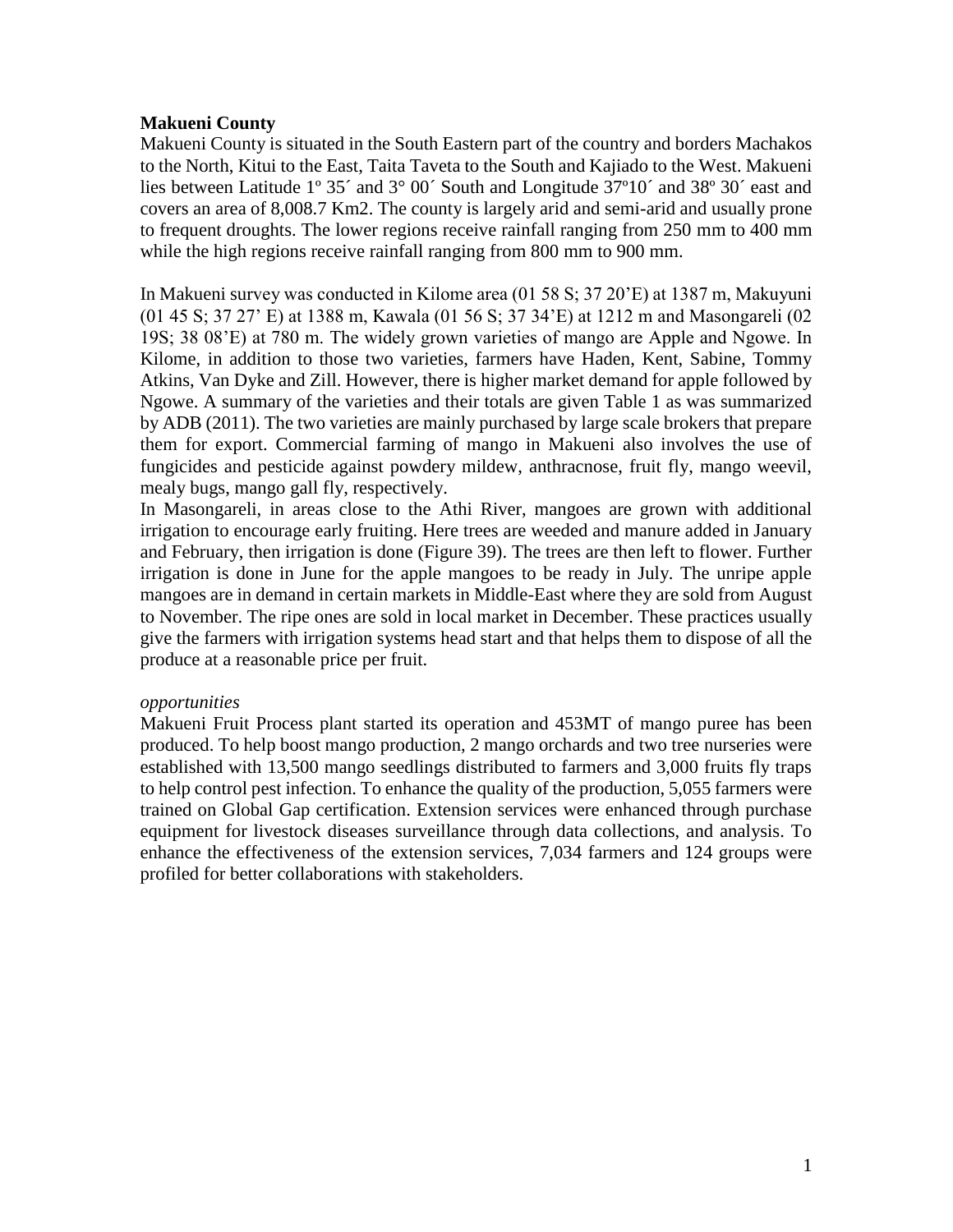**Makueni County**

Makueni County is situated in the South Eastern part of the country and borders Machakos to the North, Kitui to the East, Taita Taveta to the South and Kajiado to the West. Makueni lies between Latitude 1º 35´ and 3° 00´ South and Longitude 37º10´ and 38º 30´ east and covers an area of 8,008.7 Km2. The county is largely arid and semi-arid and usually prone to frequent droughts. The lower regions receive rainfall ranging from 250 mm to 400 mm while the high regions receive rainfall ranging from 800 mm to 900 mm.

In Makueni survey was conducted in Kilome area (01 58 S; 37 20'E) at 1387 m, Makuyuni (01 45 S; 37 27' E) at 1388 m, Kawala (01 56 S; 37 34'E) at 1212 m and Masongareli (02 19S; 38 08'E) at 780 m. The widely grown varieties of mango are Apple and Ngowe. In Kilome, in addition to those two varieties, farmers have Haden, Kent, Sabine, Tommy Atkins, Van Dyke and Zill. However, there is higher market demand for apple followed by Ngowe. A summary of the varieties and their totals are given Table 1 as was summarized by ADB (2011). The two varieties are mainly purchased by large scale brokers that prepare them for export. Commercial farming of mango in Makueni also involves the use of fungicides and pesticide against powdery mildew, anthracnose, fruit fly, mango weevil, mealy bugs, mango gall fly, respectively.

In Masongareli, in areas close to the Athi River, mangoes are grown with additional irrigation to encourage early fruiting. Here trees are weeded and manure added in January and February, then irrigation is done (Figure 39). The trees are then left to flower. Further irrigation is done in June for the apple mangoes to be ready in July. The unripe apple mangoes are in demand in certain markets in Middle-East where they are sold from August to November. The ripe ones are sold in local market in December. These practices usually give the farmers with irrigation systems head start and that helps them to dispose of all the produce at a reasonable price per fruit.

*opportunities*

Makueni Fruit Process plant started its operation and 453MT of mango puree has been produced. To help boost mango production, 2 mango orchards and two tree nurseries were established with 13,500 mango seedlings distributed to farmers and 3,000 fruits fly traps to help control pest infection. To enhance the quality of the production, 5,055 farmers were trained on Global Gap certification. Extension services were enhanced through purchase equipment for livestock diseases surveillance through data collections, and analysis. To enhance the effectiveness of the extension services, 7,034 farmers and 124 groups were profiled for better collaborations with stakeholders.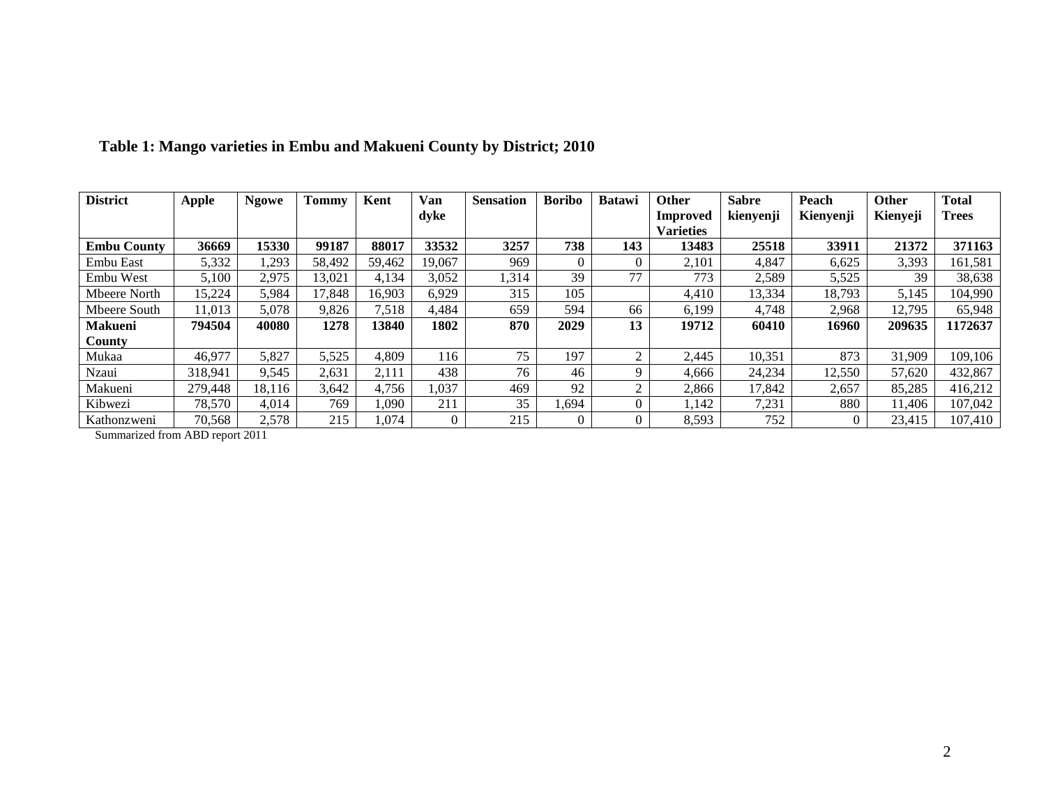## Table 1: Mango varieties in Embu and Makueni County by District; 2010

| District | Apple | Ngowe | Tommy | Kent | Van dyke | Sensation | Boribo | Batawi | Other Improved Varieties | Sabre kienyenji | Peach Kienyenji | Other Kienyeji | Total Trees |
|---|---|---|---|---|---|---|---|---|---|---|---|---|---|
| **Embu County** | **36669** | **15330** | **99187** | **88017** | **33532** | **3257** | **738** | **143** | **13483** | **25518** | **33911** | **21372** | **371163** |
| Embu East | 5,332 | 1,293 | 58,492 | 59,462 | 19,067 | 969 | 0 | 0 | 2,101 | 4,847 | 6,625 | 3,393 | 161,581 |
| Embu West | 5,100 | 2,975 | 13,021 | 4,134 | 3,052 | 1,314 | 39 | 77 | 773 | 2,589 | 5,525 | 39 | 38,638 |
| Mbeere North | 15,224 | 5,984 | 17,848 | 16,903 | 6,929 | 315 | 105 | | 4,410 | 13,334 | 18,793 | 5,145 | 104,990 |
| Mbeere South | 11,013 | 5,078 | 9,826 | 7,518 | 4,484 | 659 | 594 | 66 | 6,199 | 4,748 | 2,968 | 12,795 | 65,948 |
| **Makueni County** | **794504** | **40080** | **1278** | **13840** | **1802** | **870** | **2029** | **13** | **19712** | **60410** | **16960** | **209635** | **1172637** |
| Mukaa | 46,977 | 5,827 | 5,525 | 4,809 | 116 | 75 | 197 | 2 | 2,445 | 10,351 | 873 | 31,909 | 109,106 |
| Nzaui | 318,941 | 9,545 | 2,631 | 2,111 | 438 | 76 | 46 | 9 | 4,666 | 24,234 | 12,550 | 57,620 | 432,867 |
| Makueni | 279,448 | 18,116 | 3,642 | 4,756 | 1,037 | 469 | 92 | 2 | 2,866 | 17,842 | 2,657 | 85,285 | 416,212 |
| Kibwezi | 78,570 | 4,014 | 769 | 1,090 | 211 | 35 | 1,694 | 0 | 1,142 | 7,231 | 880 | 11,406 | 107,042 |
| Kathonzweni | 70,568 | 2,578 | 215 | 1,074 | 0 | 215 | 0 | 0 | 8,593 | 752 | 0 | 23,415 | 107,410 |

Summarized from ABD report 2011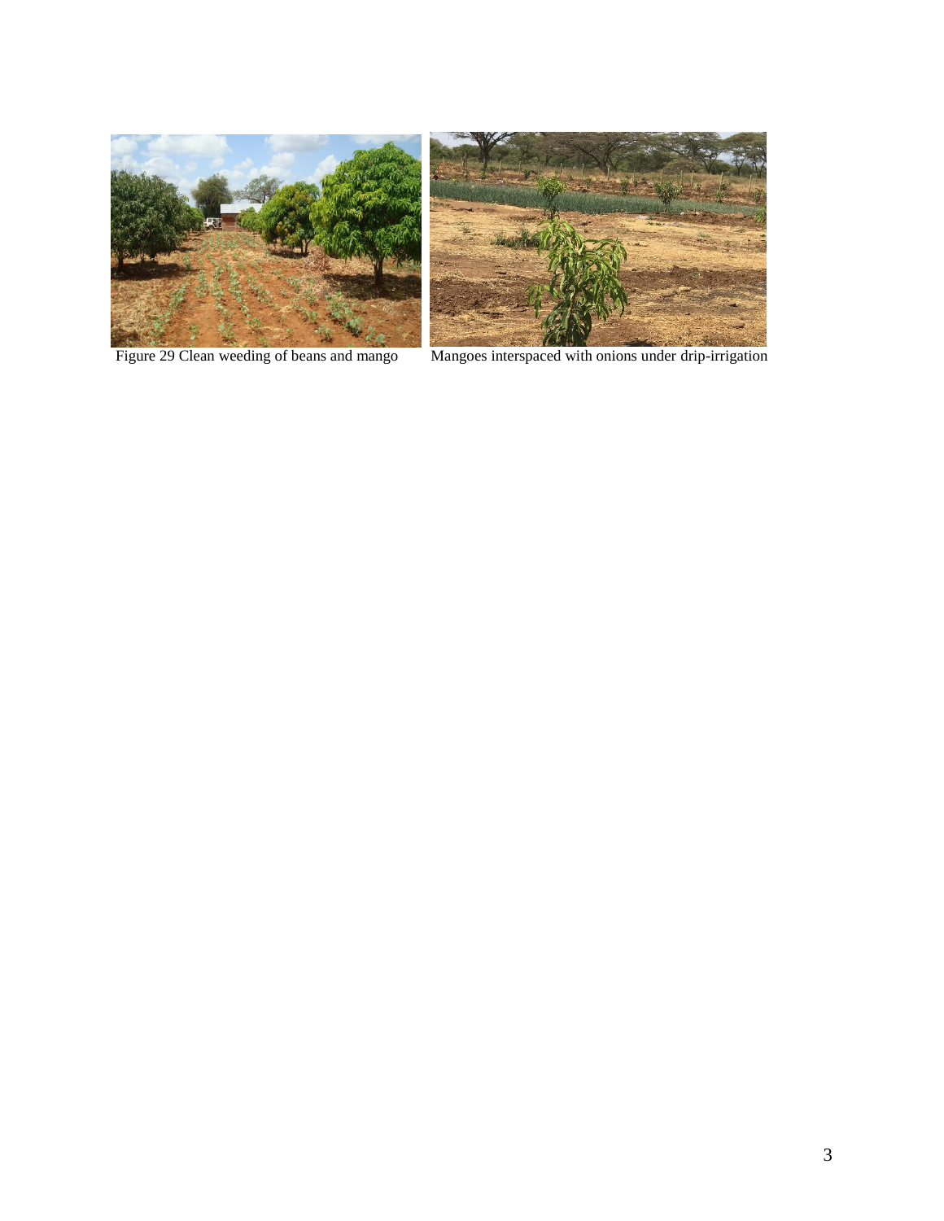Figure 29 Clean weeding of beans and mango

Mangoes interspaced with onions under drip-irrigation